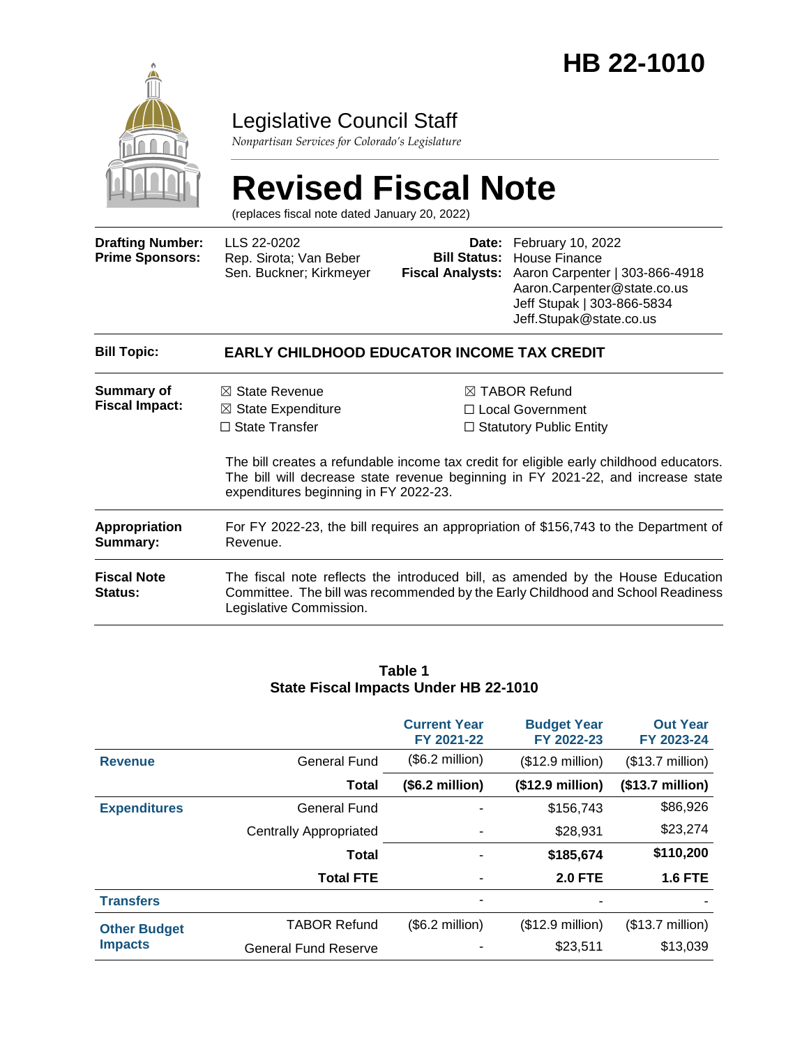# HB 22-1010

## Legislative Council Staff

*Nonpartisan Services for Colorado's Legislature*

# Revised Fiscal Note

(replaces fiscal note dated January 20, 2022)

| | | | |
|---|---|---|---|
| **Drafting Number:** | LLS 22-0202 | **Date:** | February 10, 2022 |
| **Prime Sponsors:** | Rep. Sirota; Van Beber<br>Sen. Buckner; Kirkmeyer | **Bill Status:** | House Finance |
| | | **Fiscal Analysts:** | Aaron Carpenter \| 303-866-4918<br>Aaron.Carpenter@state.co.us<br>Jeff Stupak \| 303-866-5834<br>Jeff.Stupak@state.co.us |

**Bill Topic:** **EARLY CHILDHOOD EDUCATOR INCOME TAX CREDIT**

**Summary of Fiscal Impact:**

☒ State Revenue
☒ State Expenditure
☐ State Transfer
☒ TABOR Refund
☐ Local Government
☐ Statutory Public Entity

The bill creates a refundable income tax credit for eligible early childhood educators. The bill will decrease state revenue beginning in FY 2021-22, and increase state expenditures beginning in FY 2022-23.

**Appropriation Summary:** For FY 2022-23, the bill requires an appropriation of $156,743 to the Department of Revenue.

**Fiscal Note Status:** The fiscal note reflects the introduced bill, as amended by the House Education Committee. The bill was recommended by the Early Childhood and School Readiness Legislative Commission.

**Table 1**
**State Fiscal Impacts Under HB 22-1010**

| | | Current Year FY 2021-22 | Budget Year FY 2022-23 | Out Year FY 2023-24 |
|---|---|---|---|---|
| **Revenue** | General Fund | ($6.2 million) | ($12.9 million) | ($13.7 million) |
| | **Total** | **($6.2 million)** | **($12.9 million)** | **($13.7 million)** |
| **Expenditures** | General Fund | - | $156,743 | $86,926 |
| | Centrally Appropriated | - | $28,931 | $23,274 |
| | **Total** | - | **$185,674** | **$110,200** |
| | **Total FTE** | - | **2.0 FTE** | **1.6 FTE** |
| **Transfers** | | - | - | - |
| **Other Budget Impacts** | TABOR Refund | ($6.2 million) | ($12.9 million) | ($13.7 million) |
| | General Fund Reserve | - | $23,511 | $13,039 |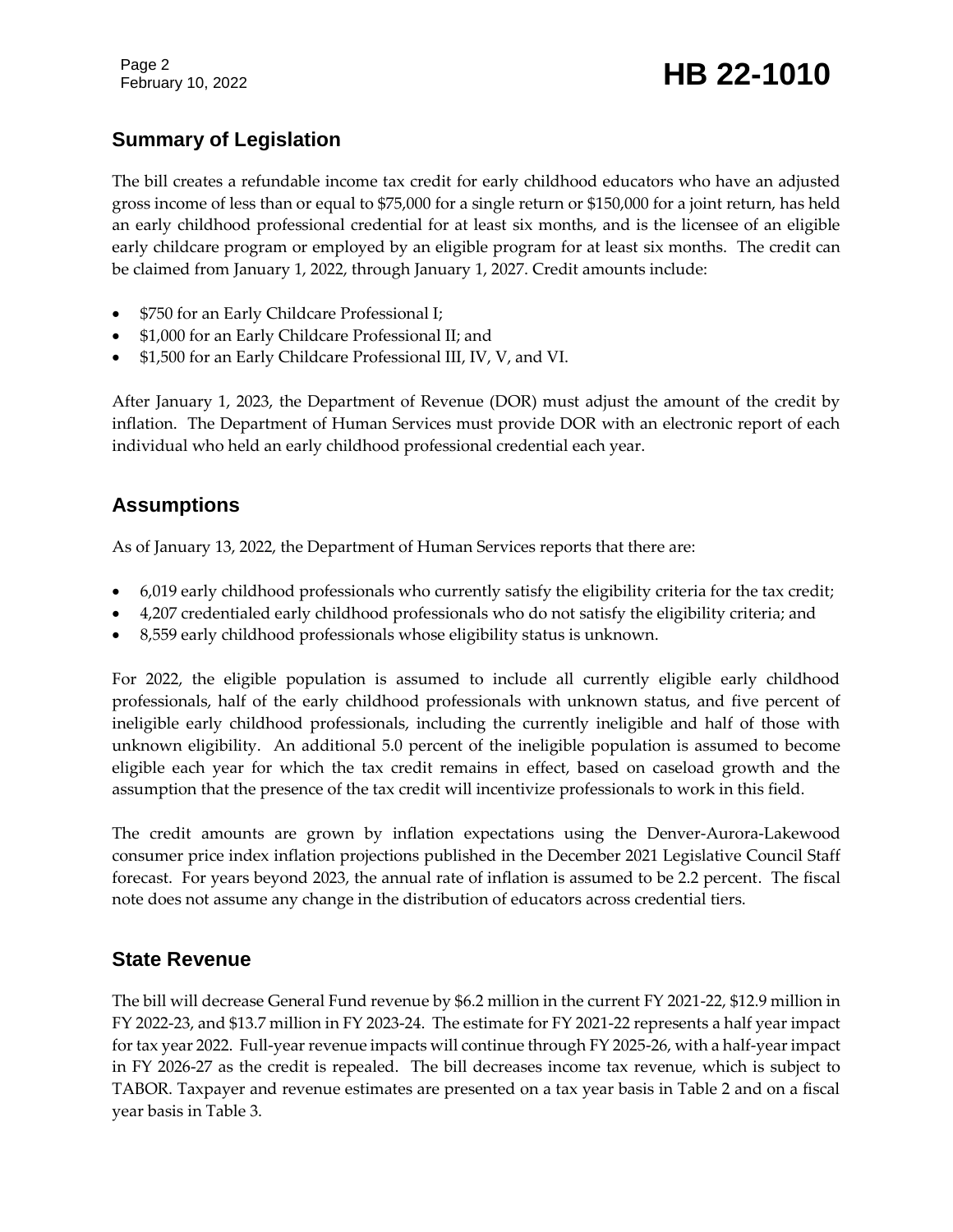## Summary of Legislation

The bill creates a refundable income tax credit for early childhood educators who have an adjusted gross income of less than or equal to $75,000 for a single return or $150,000 for a joint return, has held an early childhood professional credential for at least six months, and is the licensee of an eligible early childcare program or employed by an eligible program for at least six months. The credit can be claimed from January 1, 2022, through January 1, 2027. Credit amounts include:

- $750 for an Early Childcare Professional I;
- $1,000 for an Early Childcare Professional II; and
- $1,500 for an Early Childcare Professional III, IV, V, and VI.

After January 1, 2023, the Department of Revenue (DOR) must adjust the amount of the credit by inflation. The Department of Human Services must provide DOR with an electronic report of each individual who held an early childhood professional credential each year.

## Assumptions

As of January 13, 2022, the Department of Human Services reports that there are:

- 6,019 early childhood professionals who currently satisfy the eligibility criteria for the tax credit;
- 4,207 credentialed early childhood professionals who do not satisfy the eligibility criteria; and
- 8,559 early childhood professionals whose eligibility status is unknown.

For 2022, the eligible population is assumed to include all currently eligible early childhood professionals, half of the early childhood professionals with unknown status, and five percent of ineligible early childhood professionals, including the currently ineligible and half of those with unknown eligibility. An additional 5.0 percent of the ineligible population is assumed to become eligible each year for which the tax credit remains in effect, based on caseload growth and the assumption that the presence of the tax credit will incentivize professionals to work in this field.

The credit amounts are grown by inflation expectations using the Denver-Aurora-Lakewood consumer price index inflation projections published in the December 2021 Legislative Council Staff forecast. For years beyond 2023, the annual rate of inflation is assumed to be 2.2 percent. The fiscal note does not assume any change in the distribution of educators across credential tiers.

## State Revenue

The bill will decrease General Fund revenue by $6.2 million in the current FY 2021-22, $12.9 million in FY 2022-23, and $13.7 million in FY 2023-24. The estimate for FY 2021-22 represents a half year impact for tax year 2022. Full-year revenue impacts will continue through FY 2025-26, with a half-year impact in FY 2026-27 as the credit is repealed. The bill decreases income tax revenue, which is subject to TABOR. Taxpayer and revenue estimates are presented on a tax year basis in Table 2 and on a fiscal year basis in Table 3.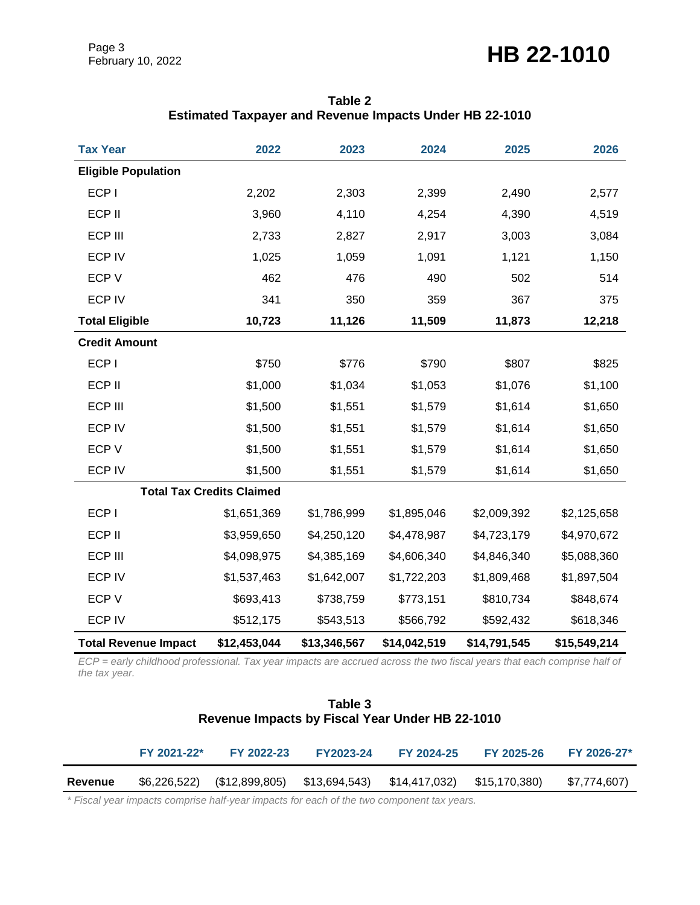**Table 2**
**Estimated Taxpayer and Revenue Impacts Under HB 22-1010**

| Tax Year | 2022 | 2023 | 2024 | 2025 | 2026 |
|---|---|---|---|---|---|
| **Eligible Population** | | | | | |
| ECP I | 2,202 | 2,303 | 2,399 | 2,490 | 2,577 |
| ECP II | 3,960 | 4,110 | 4,254 | 4,390 | 4,519 |
| ECP III | 2,733 | 2,827 | 2,917 | 3,003 | 3,084 |
| ECP IV | 1,025 | 1,059 | 1,091 | 1,121 | 1,150 |
| ECP V | 462 | 476 | 490 | 502 | 514 |
| ECP IV | 341 | 350 | 359 | 367 | 375 |
| **Total Eligible** | **10,723** | **11,126** | **11,509** | **11,873** | **12,218** |
| **Credit Amount** | | | | | |
| ECP I | $750 | $776 | $790 | $807 | $825 |
| ECP II | $1,000 | $1,034 | $1,053 | $1,076 | $1,100 |
| ECP III | $1,500 | $1,551 | $1,579 | $1,614 | $1,650 |
| ECP IV | $1,500 | $1,551 | $1,579 | $1,614 | $1,650 |
| ECP V | $1,500 | $1,551 | $1,579 | $1,614 | $1,650 |
| ECP IV | $1,500 | $1,551 | $1,579 | $1,614 | $1,650 |
| **Total Tax Credits Claimed** | | | | | |
| ECP I | $1,651,369 | $1,786,999 | $1,895,046 | $2,009,392 | $2,125,658 |
| ECP II | $3,959,650 | $4,250,120 | $4,478,987 | $4,723,179 | $4,970,672 |
| ECP III | $4,098,975 | $4,385,169 | $4,606,340 | $4,846,340 | $5,088,360 |
| ECP IV | $1,537,463 | $1,642,007 | $1,722,203 | $1,809,468 | $1,897,504 |
| ECP V | $693,413 | $738,759 | $773,151 | $810,734 | $848,674 |
| ECP IV | $512,175 | $543,513 | $566,792 | $592,432 | $618,346 |
| **Total Revenue Impact** | **$12,453,044** | **$13,346,567** | **$14,042,519** | **$14,791,545** | **$15,549,214** |

*ECP = early childhood professional. Tax year impacts are accrued across the two fiscal years that each comprise half of the tax year.*

**Table 3**
**Revenue Impacts by Fiscal Year Under HB 22-1010**

| | FY 2021-22* | FY 2022-23 | FY2023-24 | FY 2024-25 | FY 2025-26 | FY 2026-27* |
|---|---|---|---|---|---|---|
| **Revenue** | $6,226,522) | ($12,899,805) | $13,694,543) | $14,417,032) | $15,170,380) | $7,774,607) |

*\* Fiscal year impacts comprise half-year impacts for each of the two component tax years.*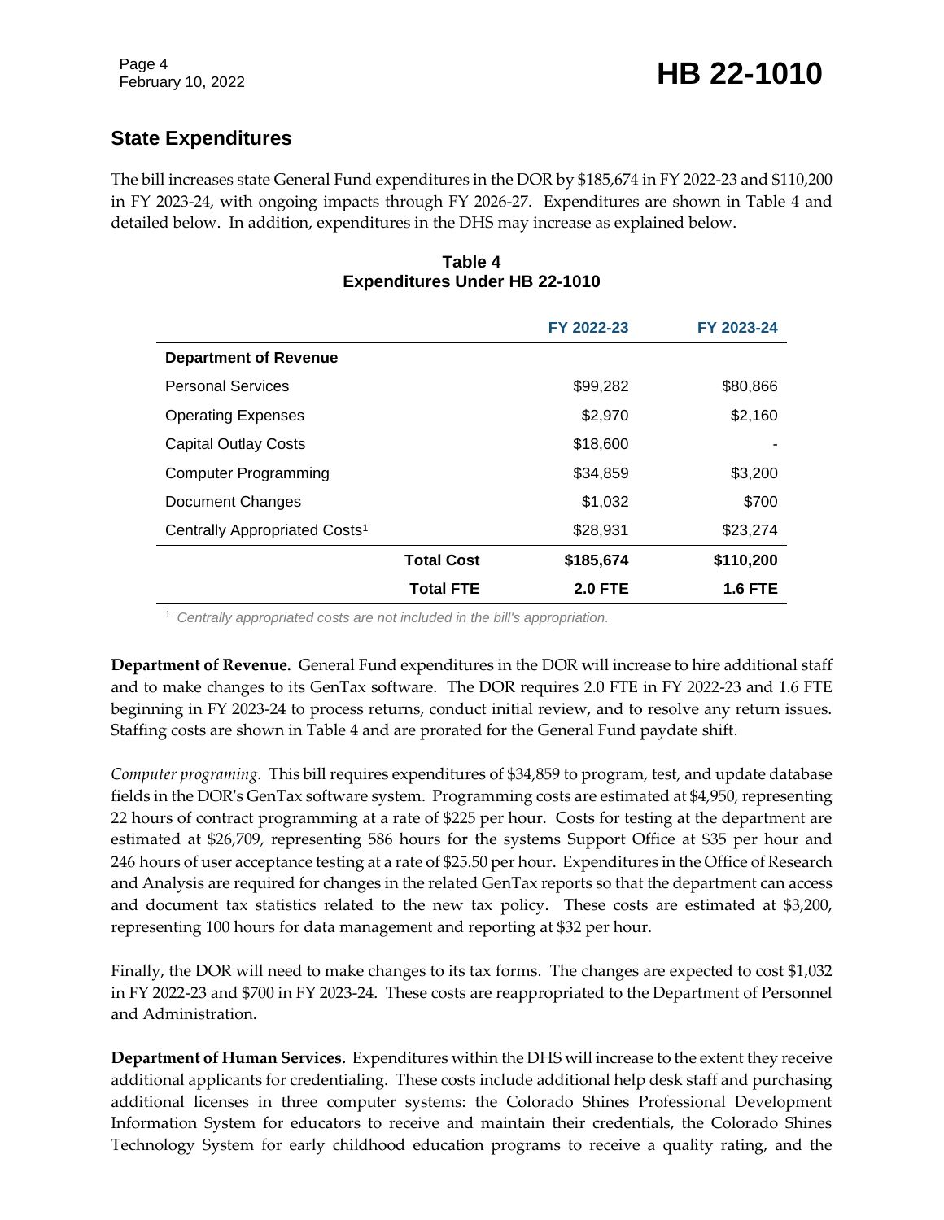## State Expenditures

The bill increases state General Fund expenditures in the DOR by $185,674 in FY 2022-23 and $110,200 in FY 2023-24, with ongoing impacts through FY 2026-27. Expenditures are shown in Table 4 and detailed below. In addition, expenditures in the DHS may increase as explained below.

**Table 4**
**Expenditures Under HB 22-1010**

| | | FY 2022-23 | FY 2023-24 |
|---|---|---|---|
| **Department of Revenue** | | | |
| Personal Services | | $99,282 | $80,866 |
| Operating Expenses | | $2,970 | $2,160 |
| Capital Outlay Costs | | $18,600 | - |
| Computer Programming | | $34,859 | $3,200 |
| Document Changes | | $1,032 | $700 |
| Centrally Appropriated Costs[1] | | $28,931 | $23,274 |
| | **Total Cost** | **$185,674** | **$110,200** |
| | **Total FTE** | **2.0 FTE** | **1.6 FTE** |

[1] *Centrally appropriated costs are not included in the bill's appropriation.*

**Department of Revenue.** General Fund expenditures in the DOR will increase to hire additional staff and to make changes to its GenTax software. The DOR requires 2.0 FTE in FY 2022-23 and 1.6 FTE beginning in FY 2023-24 to process returns, conduct initial review, and to resolve any return issues. Staffing costs are shown in Table 4 and are prorated for the General Fund paydate shift.

*Computer programing.* This bill requires expenditures of $34,859 to program, test, and update database fields in the DOR's GenTax software system. Programming costs are estimated at $4,950, representing 22 hours of contract programming at a rate of $225 per hour. Costs for testing at the department are estimated at $26,709, representing 586 hours for the systems Support Office at $35 per hour and 246 hours of user acceptance testing at a rate of $25.50 per hour. Expenditures in the Office of Research and Analysis are required for changes in the related GenTax reports so that the department can access and document tax statistics related to the new tax policy. These costs are estimated at $3,200, representing 100 hours for data management and reporting at $32 per hour.

Finally, the DOR will need to make changes to its tax forms. The changes are expected to cost $1,032 in FY 2022-23 and $700 in FY 2023-24. These costs are reappropriated to the Department of Personnel and Administration.

**Department of Human Services.** Expenditures within the DHS will increase to the extent they receive additional applicants for credentialing. These costs include additional help desk staff and purchasing additional licenses in three computer systems: the Colorado Shines Professional Development Information System for educators to receive and maintain their credentials, the Colorado Shines Technology System for early childhood education programs to receive a quality rating, and the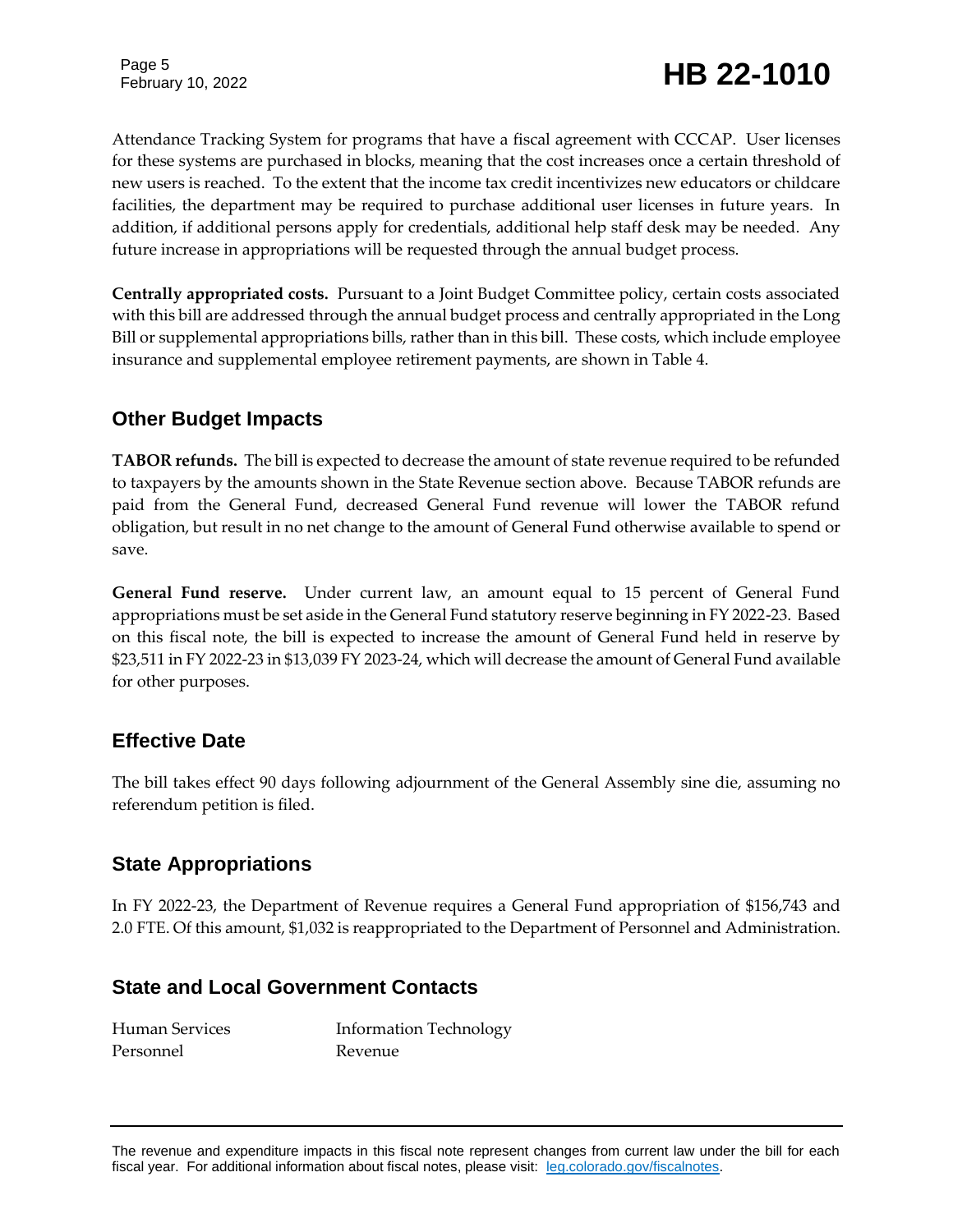Attendance Tracking System for programs that have a fiscal agreement with CCCAP. User licenses for these systems are purchased in blocks, meaning that the cost increases once a certain threshold of new users is reached. To the extent that the income tax credit incentivizes new educators or childcare facilities, the department may be required to purchase additional user licenses in future years. In addition, if additional persons apply for credentials, additional help staff desk may be needed. Any future increase in appropriations will be requested through the annual budget process.

**Centrally appropriated costs.** Pursuant to a Joint Budget Committee policy, certain costs associated with this bill are addressed through the annual budget process and centrally appropriated in the Long Bill or supplemental appropriations bills, rather than in this bill. These costs, which include employee insurance and supplemental employee retirement payments, are shown in Table 4.

## Other Budget Impacts

**TABOR refunds.** The bill is expected to decrease the amount of state revenue required to be refunded to taxpayers by the amounts shown in the State Revenue section above. Because TABOR refunds are paid from the General Fund, decreased General Fund revenue will lower the TABOR refund obligation, but result in no net change to the amount of General Fund otherwise available to spend or save.

**General Fund reserve.** Under current law, an amount equal to 15 percent of General Fund appropriations must be set aside in the General Fund statutory reserve beginning in FY 2022-23. Based on this fiscal note, the bill is expected to increase the amount of General Fund held in reserve by $23,511 in FY 2022-23 in $13,039 FY 2023-24, which will decrease the amount of General Fund available for other purposes.

## Effective Date

The bill takes effect 90 days following adjournment of the General Assembly sine die, assuming no referendum petition is filed.

## State Appropriations

In FY 2022-23, the Department of Revenue requires a General Fund appropriation of $156,743 and 2.0 FTE. Of this amount, $1,032 is reappropriated to the Department of Personnel and Administration.

## State and Local Government Contacts

| | |
|---|---|
| Human Services | Information Technology |
| Personnel | Revenue |

The revenue and expenditure impacts in this fiscal note represent changes from current law under the bill for each fiscal year. For additional information about fiscal notes, please visit: leg.colorado.gov/fiscalnotes.